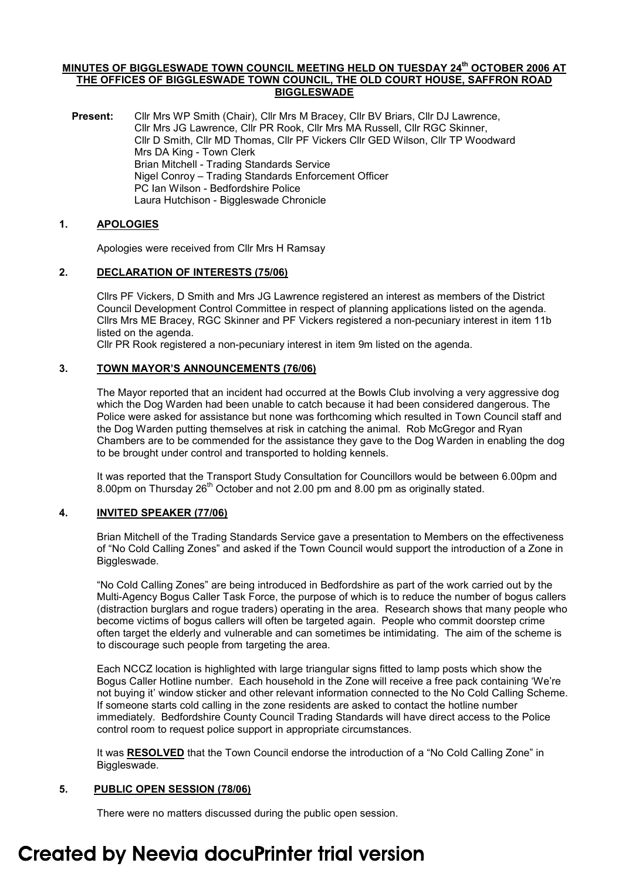# MINUTES OF BIGGLESWADE TOWN COUNCIL MEETING HELD ON TUESDAY 24th OCTOBER 2006 AT THE OFFICES OF BIGGLESWADE TOWN COUNCIL, THE OLD COURT HOUSE, SAFFRON ROAD BIGGLESWADE

**Present:** Cllr Mrs WP Smith (Chair), Cllr Mrs M Bracey, Cllr BV Briars, Cllr DJ Lawrence, Cllr Mrs JG Lawrence, Cllr PR Rook, Cllr Mrs MA Russell, Cllr RGC Skinner, Cllr D Smith, Cllr MD Thomas, Cllr PF Vickers Cllr GED Wilson, Cllr TP Woodward
Mrs DA King - Town Clerk
Brian Mitchell - Trading Standards Service
Nigel Conroy – Trading Standards Enforcement Officer
PC Ian Wilson - Bedfordshire Police
Laura Hutchison - Biggleswade Chronicle

## 1. APOLOGIES

Apologies were received from Cllr Mrs H Ramsay

## 2. DECLARATION OF INTERESTS (75/06)

Cllrs PF Vickers, D Smith and Mrs JG Lawrence registered an interest as members of the District Council Development Control Committee in respect of planning applications listed on the agenda.
Cllrs Mrs ME Bracey, RGC Skinner and PF Vickers registered a non-pecuniary interest in item 11b listed on the agenda.
Cllr PR Rook registered a non-pecuniary interest in item 9m listed on the agenda.

## 3. TOWN MAYOR'S ANNOUNCEMENTS (76/06)

The Mayor reported that an incident had occurred at the Bowls Club involving a very aggressive dog which the Dog Warden had been unable to catch because it had been considered dangerous. The Police were asked for assistance but none was forthcoming which resulted in Town Council staff and the Dog Warden putting themselves at risk in catching the animal. Rob McGregor and Ryan Chambers are to be commended for the assistance they gave to the Dog Warden in enabling the dog to be brought under control and transported to holding kennels.

It was reported that the Transport Study Consultation for Councillors would be between 6.00pm and 8.00pm on Thursday 26th October and not 2.00 pm and 8.00 pm as originally stated.

## 4. INVITED SPEAKER (77/06)

Brian Mitchell of the Trading Standards Service gave a presentation to Members on the effectiveness of "No Cold Calling Zones" and asked if the Town Council would support the introduction of a Zone in Biggleswade.

"No Cold Calling Zones" are being introduced in Bedfordshire as part of the work carried out by the Multi-Agency Bogus Caller Task Force, the purpose of which is to reduce the number of bogus callers (distraction burglars and rogue traders) operating in the area. Research shows that many people who become victims of bogus callers will often be targeted again. People who commit doorstep crime often target the elderly and vulnerable and can sometimes be intimidating. The aim of the scheme is to discourage such people from targeting the area.

Each NCCZ location is highlighted with large triangular signs fitted to lamp posts which show the Bogus Caller Hotline number. Each household in the Zone will receive a free pack containing 'We're not buying it' window sticker and other relevant information connected to the No Cold Calling Scheme. If someone starts cold calling in the zone residents are asked to contact the hotline number immediately. Bedfordshire County Council Trading Standards will have direct access to the Police control room to request police support in appropriate circumstances.

It was **RESOLVED** that the Town Council endorse the introduction of a "No Cold Calling Zone" in Biggleswade.

## 5. PUBLIC OPEN SESSION (78/06)

There were no matters discussed during the public open session.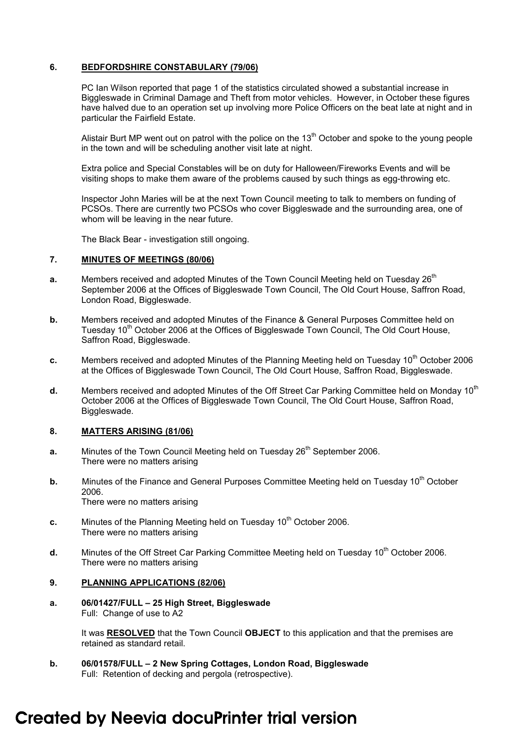## 6. BEDFORDSHIRE CONSTABULARY (79/06)

PC Ian Wilson reported that page 1 of the statistics circulated showed a substantial increase in Biggleswade in Criminal Damage and Theft from motor vehicles. However, in October these figures have halved due to an operation set up involving more Police Officers on the beat late at night and in particular the Fairfield Estate.

Alistair Burt MP went out on patrol with the police on the 13th October and spoke to the young people in the town and will be scheduling another visit late at night.

Extra police and Special Constables will be on duty for Halloween/Fireworks Events and will be visiting shops to make them aware of the problems caused by such things as egg-throwing etc.

Inspector John Maries will be at the next Town Council meeting to talk to members on funding of PCSOs. There are currently two PCSOs who cover Biggleswade and the surrounding area, one of whom will be leaving in the near future.

The Black Bear - investigation still ongoing.

## 7. MINUTES OF MEETINGS (80/06)

**a.** Members received and adopted Minutes of the Town Council Meeting held on Tuesday 26th September 2006 at the Offices of Biggleswade Town Council, The Old Court House, Saffron Road, London Road, Biggleswade.

**b.** Members received and adopted Minutes of the Finance & General Purposes Committee held on Tuesday 10th October 2006 at the Offices of Biggleswade Town Council, The Old Court House, Saffron Road, Biggleswade.

**c.** Members received and adopted Minutes of the Planning Meeting held on Tuesday 10th October 2006 at the Offices of Biggleswade Town Council, The Old Court House, Saffron Road, Biggleswade.

**d.** Members received and adopted Minutes of the Off Street Car Parking Committee held on Monday 10th October 2006 at the Offices of Biggleswade Town Council, The Old Court House, Saffron Road, Biggleswade.

## 8. MATTERS ARISING (81/06)

**a.** Minutes of the Town Council Meeting held on Tuesday 26th September 2006.
There were no matters arising

**b.** Minutes of the Finance and General Purposes Committee Meeting held on Tuesday 10th October 2006.
There were no matters arising

**c.** Minutes of the Planning Meeting held on Tuesday 10th October 2006.
There were no matters arising

**d.** Minutes of the Off Street Car Parking Committee Meeting held on Tuesday 10th October 2006.
There were no matters arising

## 9. PLANNING APPLICATIONS (82/06)

**a. 06/01427/FULL – 25 High Street, Biggleswade**
Full: Change of use to A2

It was **RESOLVED** that the Town Council **OBJECT** to this application and that the premises are retained as standard retail.

**b. 06/01578/FULL – 2 New Spring Cottages, London Road, Biggleswade**
Full: Retention of decking and pergola (retrospective).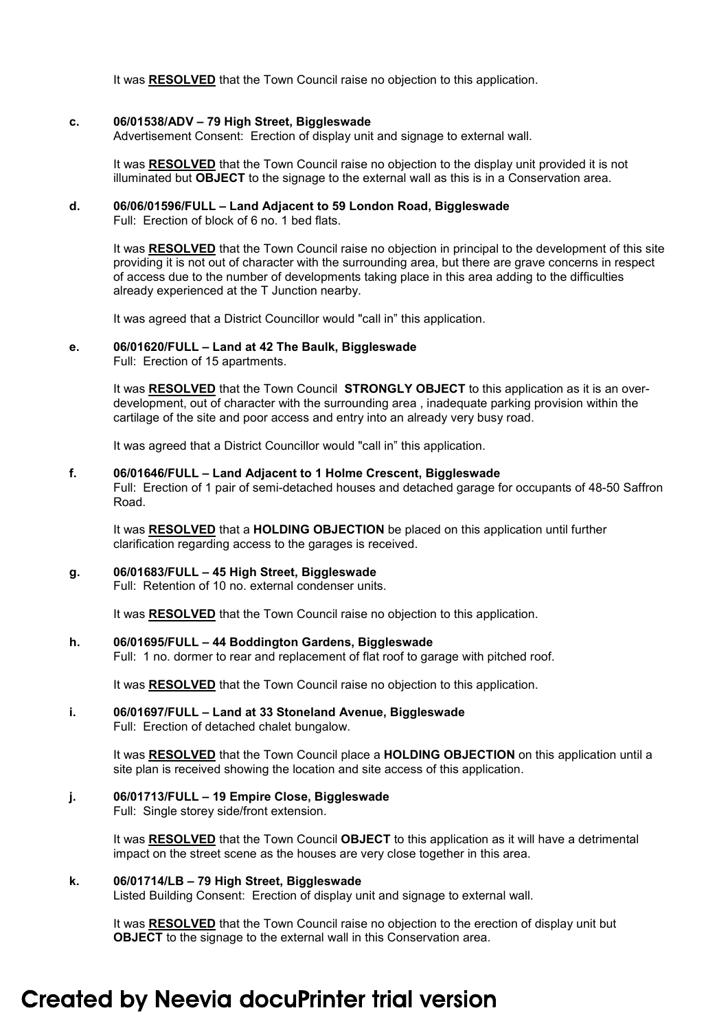It was **RESOLVED** that the Town Council raise no objection to this application.

**c. 06/01538/ADV – 79 High Street, Biggleswade**
Advertisement Consent: Erection of display unit and signage to external wall.

It was **RESOLVED** that the Town Council raise no objection to the display unit provided it is not illuminated but **OBJECT** to the signage to the external wall as this is in a Conservation area.

**d. 06/06/01596/FULL – Land Adjacent to 59 London Road, Biggleswade**
Full: Erection of block of 6 no. 1 bed flats.

It was **RESOLVED** that the Town Council raise no objection in principal to the development of this site providing it is not out of character with the surrounding area, but there are grave concerns in respect of access due to the number of developments taking place in this area adding to the difficulties already experienced at the T Junction nearby.

It was agreed that a District Councillor would "call in" this application.

**e. 06/01620/FULL – Land at 42 The Baulk, Biggleswade**
Full: Erection of 15 apartments.

It was **RESOLVED** that the Town Council **STRONGLY OBJECT** to this application as it is an over-development, out of character with the surrounding area , inadequate parking provision within the cartilage of the site and poor access and entry into an already very busy road.

It was agreed that a District Councillor would "call in" this application.

**f. 06/01646/FULL – Land Adjacent to 1 Holme Crescent, Biggleswade**
Full: Erection of 1 pair of semi-detached houses and detached garage for occupants of 48-50 Saffron Road.

It was **RESOLVED** that a **HOLDING OBJECTION** be placed on this application until further clarification regarding access to the garages is received.

**g. 06/01683/FULL – 45 High Street, Biggleswade**
Full: Retention of 10 no. external condenser units.

It was **RESOLVED** that the Town Council raise no objection to this application.

**h. 06/01695/FULL – 44 Boddington Gardens, Biggleswade**
Full: 1 no. dormer to rear and replacement of flat roof to garage with pitched roof.

It was **RESOLVED** that the Town Council raise no objection to this application.

**i. 06/01697/FULL – Land at 33 Stoneland Avenue, Biggleswade**
Full: Erection of detached chalet bungalow.

It was **RESOLVED** that the Town Council place a **HOLDING OBJECTION** on this application until a site plan is received showing the location and site access of this application.

**j. 06/01713/FULL – 19 Empire Close, Biggleswade**
Full: Single storey side/front extension.

It was **RESOLVED** that the Town Council **OBJECT** to this application as it will have a detrimental impact on the street scene as the houses are very close together in this area.

**k. 06/01714/LB – 79 High Street, Biggleswade**
Listed Building Consent: Erection of display unit and signage to external wall.

It was **RESOLVED** that the Town Council raise no objection to the erection of display unit but **OBJECT** to the signage to the external wall in this Conservation area.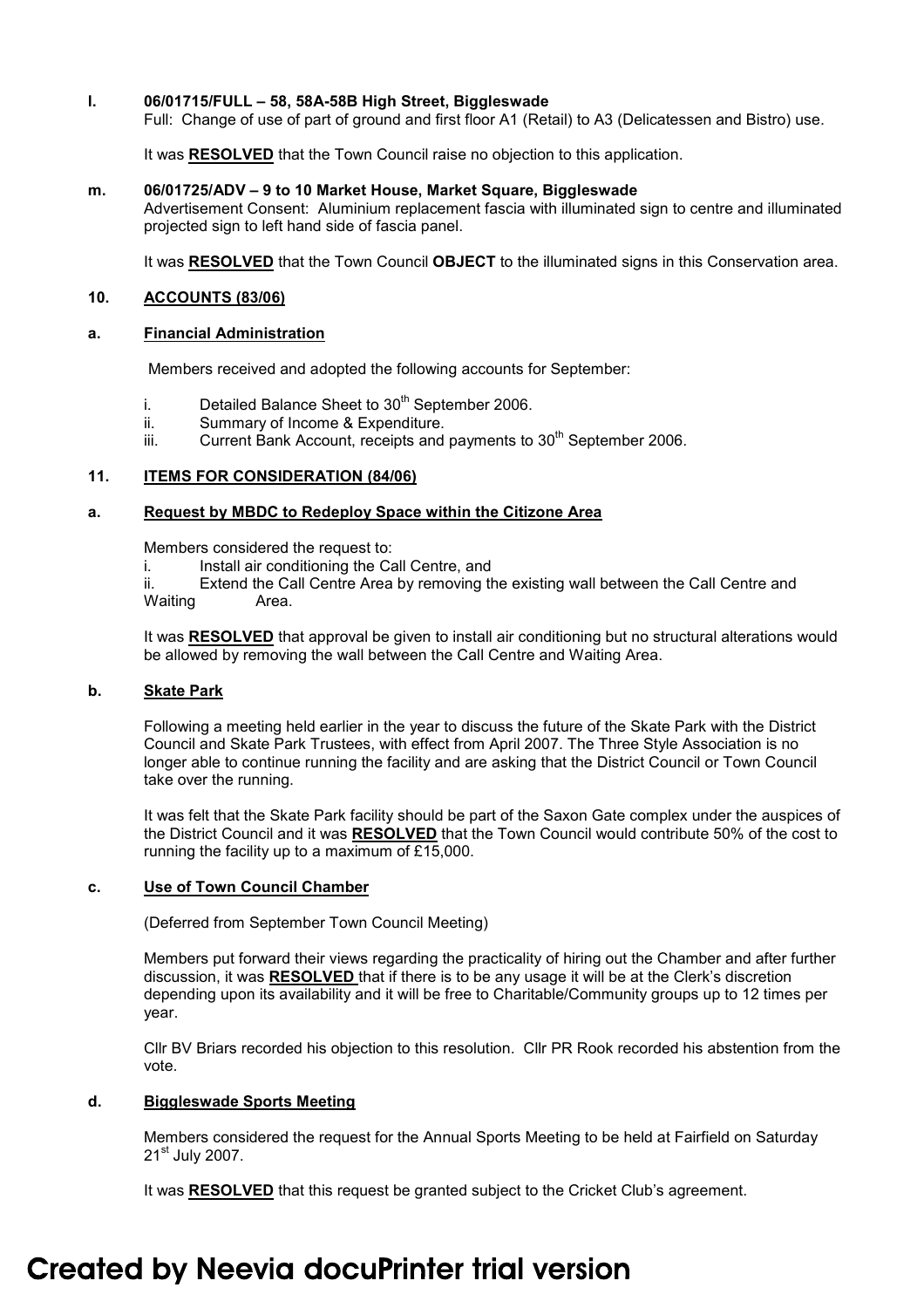**l. 06/01715/FULL – 58, 58A-58B High Street, Biggleswade**

Full: Change of use of part of ground and first floor A1 (Retail) to A3 (Delicatessen and Bistro) use.

It was **RESOLVED** that the Town Council raise no objection to this application.

**m. 06/01725/ADV – 9 to 10 Market House, Market Square, Biggleswade**

Advertisement Consent: Aluminium replacement fascia with illuminated sign to centre and illuminated projected sign to left hand side of fascia panel.

It was **RESOLVED** that the Town Council **OBJECT** to the illuminated signs in this Conservation area.

## 10. ACCOUNTS (83/06)

### a. Financial Administration

Members received and adopted the following accounts for September:

i. Detailed Balance Sheet to 30th September 2006.
ii. Summary of Income & Expenditure.
iii. Current Bank Account, receipts and payments to 30th September 2006.

## 11. ITEMS FOR CONSIDERATION (84/06)

### a. Request by MBDC to Redeploy Space within the Citizone Area

Members considered the request to:

i. Install air conditioning the Call Centre, and
ii. Extend the Call Centre Area by removing the existing wall between the Call Centre and Waiting Area.

It was **RESOLVED** that approval be given to install air conditioning but no structural alterations would be allowed by removing the wall between the Call Centre and Waiting Area.

### b. Skate Park

Following a meeting held earlier in the year to discuss the future of the Skate Park with the District Council and Skate Park Trustees, with effect from April 2007. The Three Style Association is no longer able to continue running the facility and are asking that the District Council or Town Council take over the running.

It was felt that the Skate Park facility should be part of the Saxon Gate complex under the auspices of the District Council and it was **RESOLVED** that the Town Council would contribute 50% of the cost to running the facility up to a maximum of £15,000.

### c. Use of Town Council Chamber

(Deferred from September Town Council Meeting)

Members put forward their views regarding the practicality of hiring out the Chamber and after further discussion, it was **RESOLVED** that if there is to be any usage it will be at the Clerk's discretion depending upon its availability and it will be free to Charitable/Community groups up to 12 times per year.

Cllr BV Briars recorded his objection to this resolution. Cllr PR Rook recorded his abstention from the vote.

### d. Biggleswade Sports Meeting

Members considered the request for the Annual Sports Meeting to be held at Fairfield on Saturday 21st July 2007.

It was **RESOLVED** that this request be granted subject to the Cricket Club's agreement.

Created by Neevia docuPrinter trial version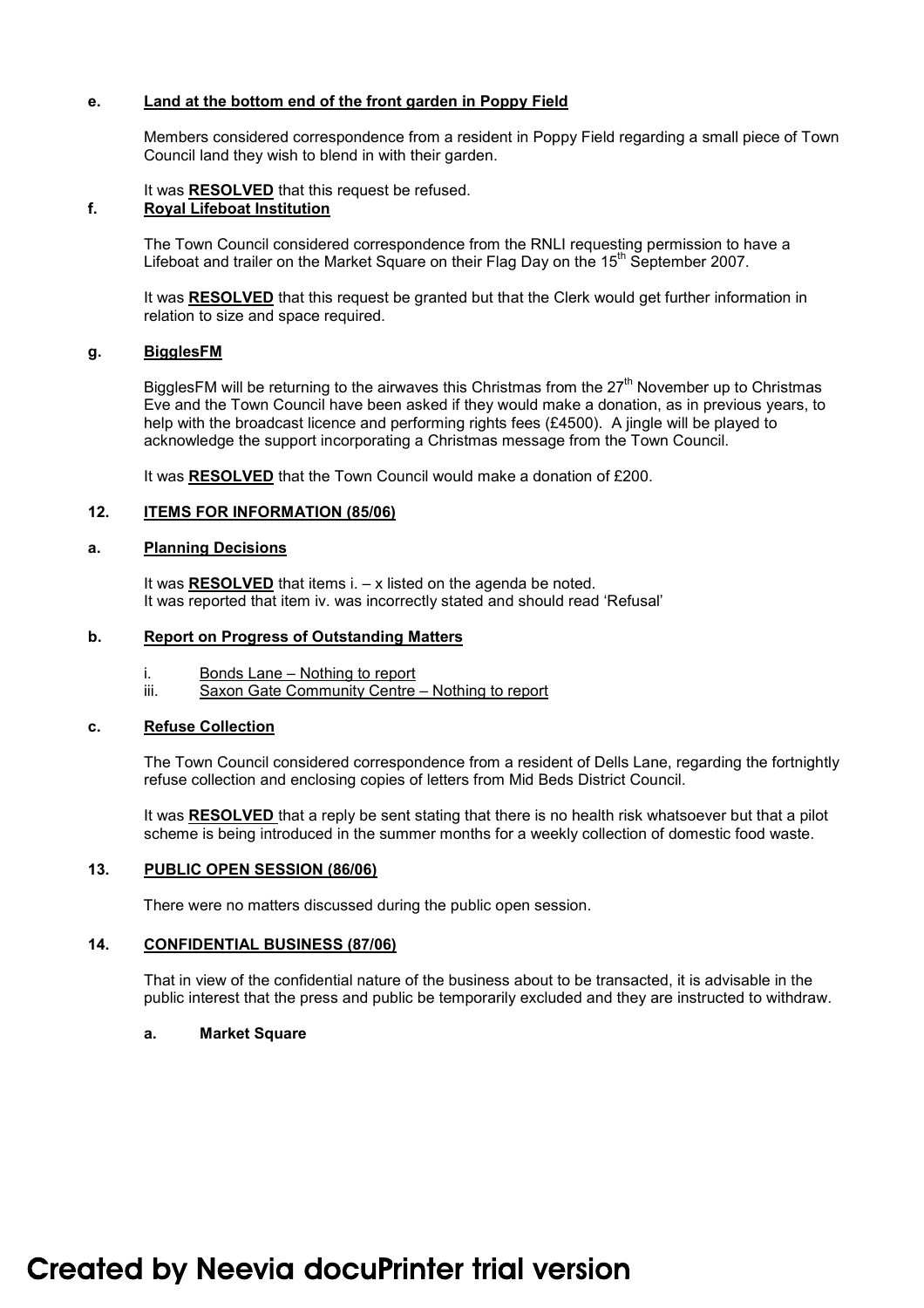**e. Land at the bottom end of the front garden in Poppy Field**

Members considered correspondence from a resident in Poppy Field regarding a small piece of Town Council land they wish to blend in with their garden.

It was **RESOLVED** that this request be refused.

**f. Royal Lifeboat Institution**

The Town Council considered correspondence from the RNLI requesting permission to have a Lifeboat and trailer on the Market Square on their Flag Day on the 15th September 2007.

It was **RESOLVED** that this request be granted but that the Clerk would get further information in relation to size and space required.

**g. BigglesFM**

BigglesFM will be returning to the airwaves this Christmas from the 27th November up to Christmas Eve and the Town Council have been asked if they would make a donation, as in previous years, to help with the broadcast licence and performing rights fees (£4500). A jingle will be played to acknowledge the support incorporating a Christmas message from the Town Council.

It was **RESOLVED** that the Town Council would make a donation of £200.

**12. ITEMS FOR INFORMATION (85/06)**

**a. Planning Decisions**

It was **RESOLVED** that items i. – x listed on the agenda be noted.
It was reported that item iv. was incorrectly stated and should read 'Refusal'

**b. Report on Progress of Outstanding Matters**

i. Bonds Lane – Nothing to report
iii. Saxon Gate Community Centre – Nothing to report

**c. Refuse Collection**

The Town Council considered correspondence from a resident of Dells Lane, regarding the fortnightly refuse collection and enclosing copies of letters from Mid Beds District Council.

It was **RESOLVED** that a reply be sent stating that there is no health risk whatsoever but that a pilot scheme is being introduced in the summer months for a weekly collection of domestic food waste.

**13. PUBLIC OPEN SESSION (86/06)**

There were no matters discussed during the public open session.

**14. CONFIDENTIAL BUSINESS (87/06)**

That in view of the confidential nature of the business about to be transacted, it is advisable in the public interest that the press and public be temporarily excluded and they are instructed to withdraw.

**a. Market Square**

Created by Neevia docuPrinter trial version